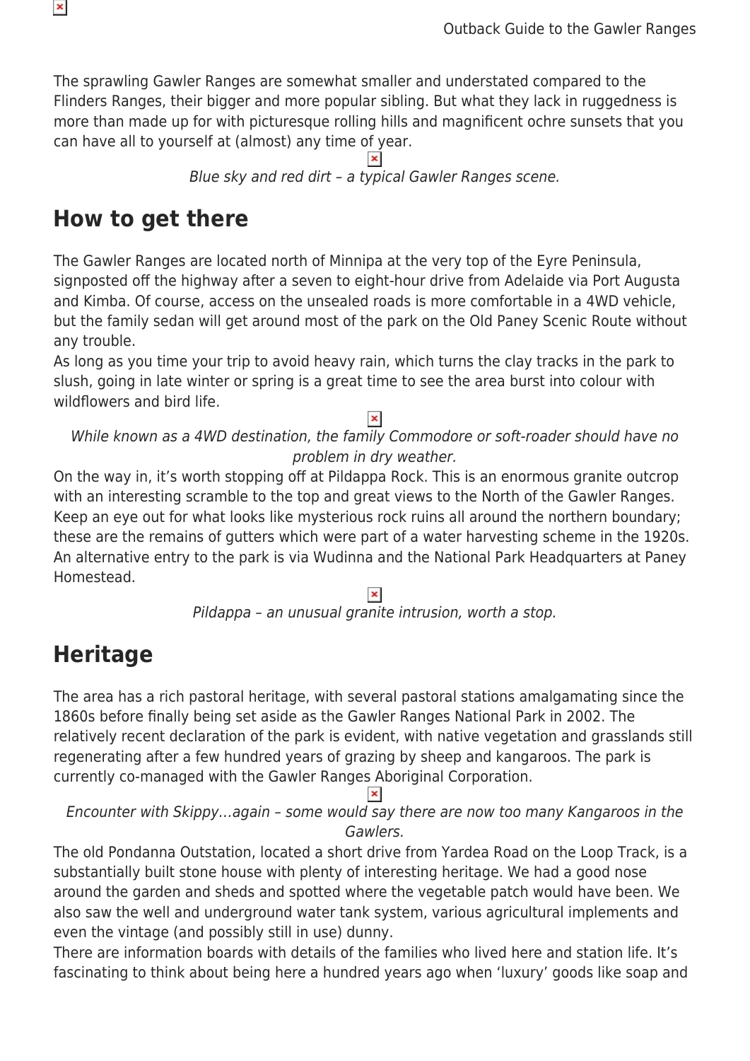The sprawling Gawler Ranges are somewhat smaller and understated compared to the Flinders Ranges, their bigger and more popular sibling. But what they lack in ruggedness is more than made up for with picturesque rolling hills and magnificent ochre sunsets that you can have all to yourself at (almost) any time of year.

*Blue sky and red dirt – a typical Gawler Ranges scene.*

## How to get there

The Gawler Ranges are located north of Minnipa at the very top of the Eyre Peninsula, signposted off the highway after a seven to eight-hour drive from Adelaide via Port Augusta and Kimba. Of course, access on the unsealed roads is more comfortable in a 4WD vehicle, but the family sedan will get around most of the park on the Old Paney Scenic Route without any trouble.

As long as you time your trip to avoid heavy rain, which turns the clay tracks in the park to slush, going in late winter or spring is a great time to see the area burst into colour with wildflowers and bird life.

*While known as a 4WD destination, the family Commodore or soft-roader should have no problem in dry weather.*

On the way in, it's worth stopping off at Pildappa Rock. This is an enormous granite outcrop with an interesting scramble to the top and great views to the North of the Gawler Ranges. Keep an eye out for what looks like mysterious rock ruins all around the northern boundary; these are the remains of gutters which were part of a water harvesting scheme in the 1920s. An alternative entry to the park is via Wudinna and the National Park Headquarters at Paney Homestead.

*Pildappa – an unusual granite intrusion, worth a stop.*

## Heritage

The area has a rich pastoral heritage, with several pastoral stations amalgamating since the 1860s before finally being set aside as the Gawler Ranges National Park in 2002. The relatively recent declaration of the park is evident, with native vegetation and grasslands still regenerating after a few hundred years of grazing by sheep and kangaroos. The park is currently co-managed with the Gawler Ranges Aboriginal Corporation.

*Encounter with Skippy…again – some would say there are now too many Kangaroos in the Gawlers.*

The old Pondanna Outstation, located a short drive from Yardea Road on the Loop Track, is a substantially built stone house with plenty of interesting heritage. We had a good nose around the garden and sheds and spotted where the vegetable patch would have been. We also saw the well and underground water tank system, various agricultural implements and even the vintage (and possibly still in use) dunny.

There are information boards with details of the families who lived here and station life. It's fascinating to think about being here a hundred years ago when 'luxury' goods like soap and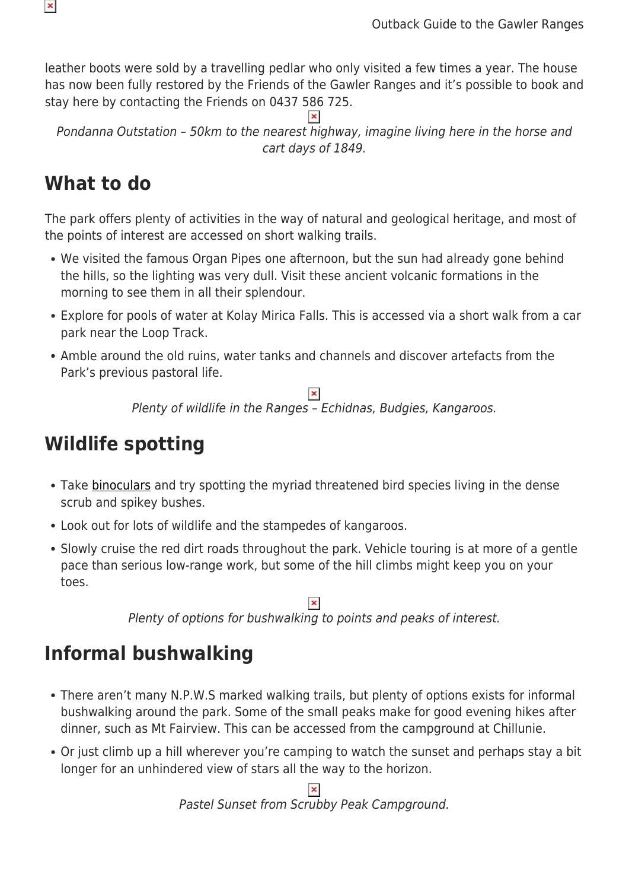leather boots were sold by a travelling pedlar who only visited a few times a year. The house has now been fully restored by the Friends of the Gawler Ranges and it's possible to book and stay here by contacting the Friends on 0437 586 725.

*Pondanna Outstation – 50km to the nearest highway, imagine living here in the horse and cart days of 1849.*

## What to do

The park offers plenty of activities in the way of natural and geological heritage, and most of the points of interest are accessed on short walking trails.

- We visited the famous Organ Pipes one afternoon, but the sun had already gone behind the hills, so the lighting was very dull. Visit these ancient volcanic formations in the morning to see them in all their splendour.
- Explore for pools of water at Kolay Mirica Falls. This is accessed via a short walk from a car park near the Loop Track.
- Amble around the old ruins, water tanks and channels and discover artefacts from the Park's previous pastoral life.

*Plenty of wildlife in the Ranges – Echidnas, Budgies, Kangaroos.*

## Wildlife spotting

- Take binoculars and try spotting the myriad threatened bird species living in the dense scrub and spikey bushes.
- Look out for lots of wildlife and the stampedes of kangaroos.
- Slowly cruise the red dirt roads throughout the park. Vehicle touring is at more of a gentle pace than serious low-range work, but some of the hill climbs might keep you on your toes.

*Plenty of options for bushwalking to points and peaks of interest.*

## Informal bushwalking

- There aren't many N.P.W.S marked walking trails, but plenty of options exists for informal bushwalking around the park. Some of the small peaks make for good evening hikes after dinner, such as Mt Fairview. This can be accessed from the campground at Chillunie.
- Or just climb up a hill wherever you're camping to watch the sunset and perhaps stay a bit longer for an unhindered view of stars all the way to the horizon.

*Pastel Sunset from Scrubby Peak Campground.*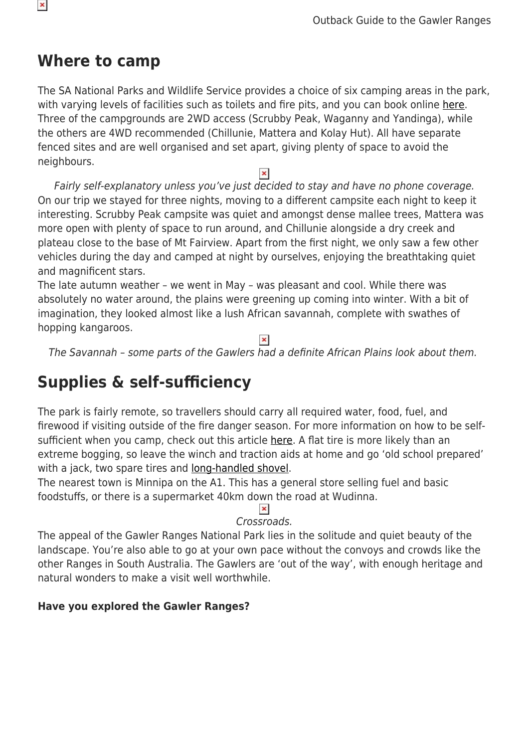## Where to camp

The SA National Parks and Wildlife Service provides a choice of six camping areas in the park, with varying levels of facilities such as toilets and fire pits, and you can book online here. Three of the campgrounds are 2WD access (Scrubby Peak, Waganny and Yandinga), while the others are 4WD recommended (Chillunie, Mattera and Kolay Hut). All have separate fenced sites and are well organised and set apart, giving plenty of space to avoid the neighbours.

*Fairly self-explanatory unless you've just decided to stay and have no phone coverage.*

On our trip we stayed for three nights, moving to a different campsite each night to keep it interesting. Scrubby Peak campsite was quiet and amongst dense mallee trees, Mattera was more open with plenty of space to run around, and Chillunie alongside a dry creek and plateau close to the base of Mt Fairview. Apart from the first night, we only saw a few other vehicles during the day and camped at night by ourselves, enjoying the breathtaking quiet and magnificent stars.

The late autumn weather – we went in May – was pleasant and cool. While there was absolutely no water around, the plains were greening up coming into winter. With a bit of imagination, they looked almost like a lush African savannah, complete with swathes of hopping kangaroos.

*The Savannah – some parts of the Gawlers had a definite African Plains look about them.*

## Supplies & self-sufficiency

The park is fairly remote, so travellers should carry all required water, food, fuel, and firewood if visiting outside of the fire danger season. For more information on how to be self-sufficient when you camp, check out this article here. A flat tire is more likely than an extreme bogging, so leave the winch and traction aids at home and go 'old school prepared' with a jack, two spare tires and long-handled shovel.

The nearest town is Minnipa on the A1. This has a general store selling fuel and basic foodstuffs, or there is a supermarket 40km down the road at Wudinna.

*Crossroads.*

The appeal of the Gawler Ranges National Park lies in the solitude and quiet beauty of the landscape. You're also able to go at your own pace without the convoys and crowds like the other Ranges in South Australia. The Gawlers are 'out of the way', with enough heritage and natural wonders to make a visit well worthwhile.

**Have you explored the Gawler Ranges?**